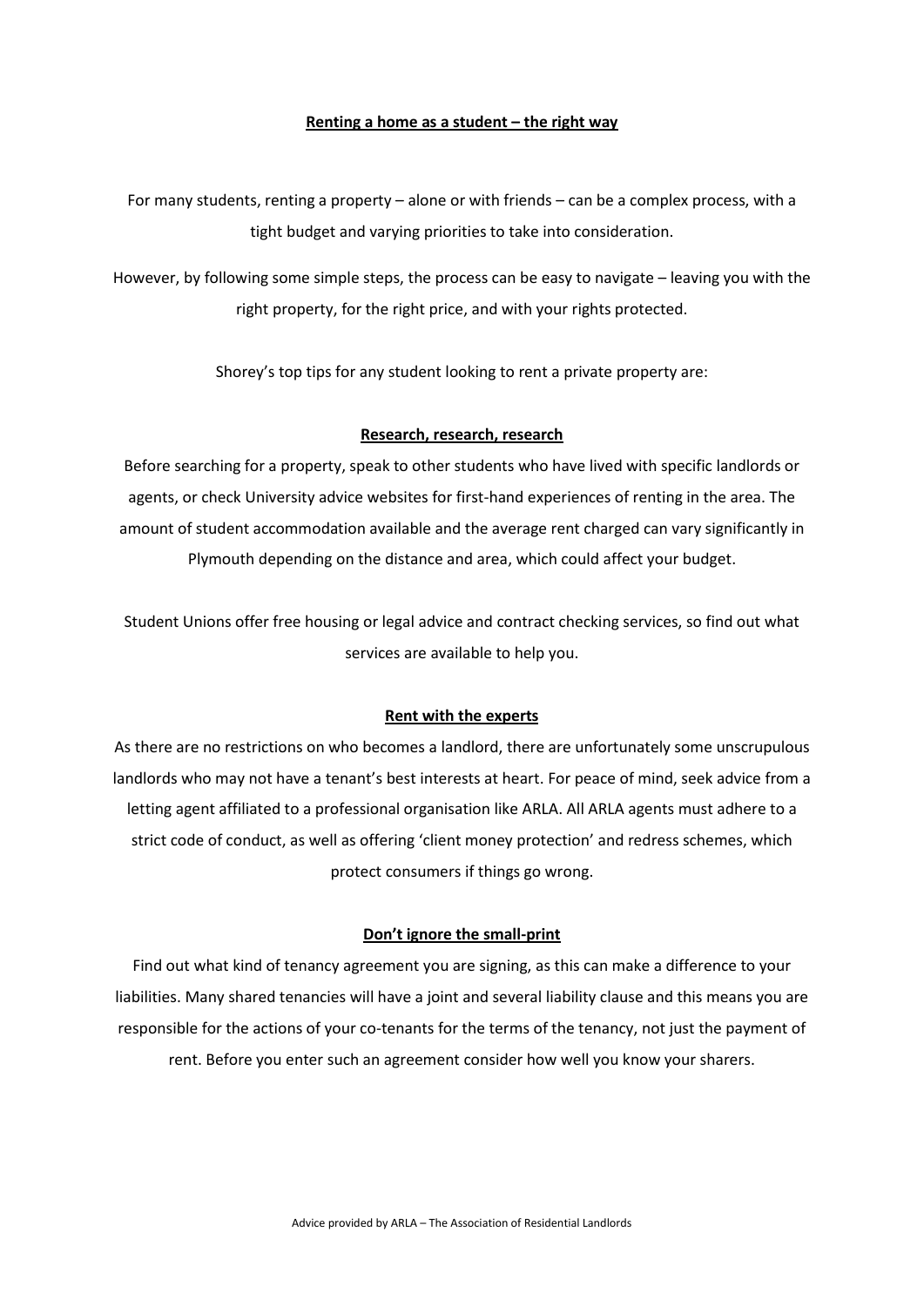# Renting a home as a student – the right way

For many students, renting a property – alone or with friends – can be a complex process, with a tight budget and varying priorities to take into consideration.

However, by following some simple steps, the process can be easy to navigate – leaving you with the right property, for the right price, and with your rights protected.

Shorey's top tips for any student looking to rent a private property are:

## Research, research, research

Before searching for a property, speak to other students who have lived with specific landlords or agents, or check University advice websites for first-hand experiences of renting in the area. The amount of student accommodation available and the average rent charged can vary significantly in Plymouth depending on the distance and area, which could affect your budget.

Student Unions offer free housing or legal advice and contract checking services, so find out what services are available to help you.

## Rent with the experts

As there are no restrictions on who becomes a landlord, there are unfortunately some unscrupulous landlords who may not have a tenant's best interests at heart. For peace of mind, seek advice from a letting agent affiliated to a professional organisation like ARLA. All ARLA agents must adhere to a strict code of conduct, as well as offering 'client money protection' and redress schemes, which protect consumers if things go wrong.

## Don't ignore the small-print

Find out what kind of tenancy agreement you are signing, as this can make a difference to your liabilities. Many shared tenancies will have a joint and several liability clause and this means you are responsible for the actions of your co-tenants for the terms of the tenancy, not just the payment of rent. Before you enter such an agreement consider how well you know your sharers.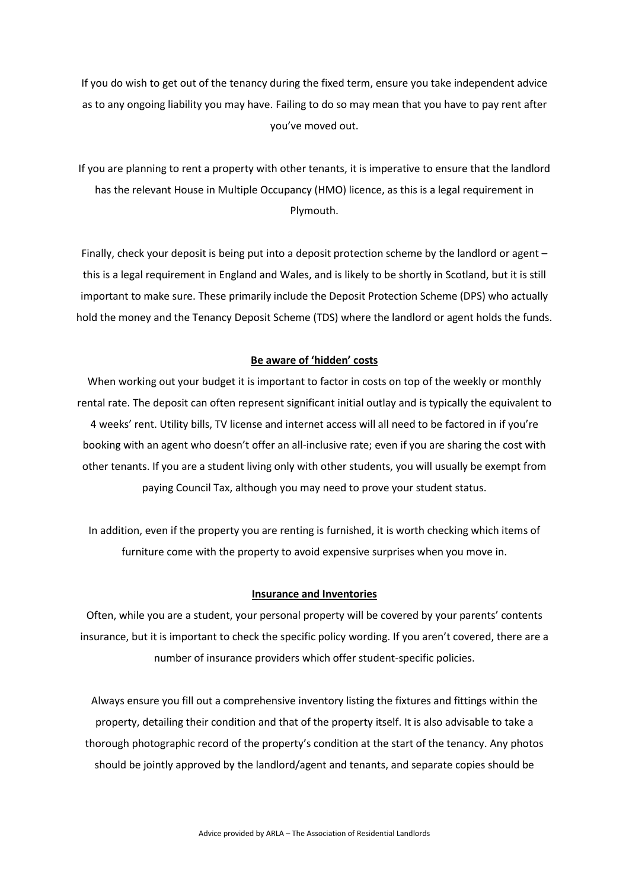If you do wish to get out of the tenancy during the fixed term, ensure you take independent advice as to any ongoing liability you may have. Failing to do so may mean that you have to pay rent after you've moved out.

If you are planning to rent a property with other tenants, it is imperative to ensure that the landlord has the relevant House in Multiple Occupancy (HMO) licence, as this is a legal requirement in Plymouth.

Finally, check your deposit is being put into a deposit protection scheme by the landlord or agent – this is a legal requirement in England and Wales, and is likely to be shortly in Scotland, but it is still important to make sure. These primarily include the Deposit Protection Scheme (DPS) who actually hold the money and the Tenancy Deposit Scheme (TDS) where the landlord or agent holds the funds.

## Be aware of 'hidden' costs

When working out your budget it is important to factor in costs on top of the weekly or monthly rental rate. The deposit can often represent significant initial outlay and is typically the equivalent to 4 weeks' rent. Utility bills, TV license and internet access will all need to be factored in if you're booking with an agent who doesn't offer an all-inclusive rate; even if you are sharing the cost with other tenants. If you are a student living only with other students, you will usually be exempt from paying Council Tax, although you may need to prove your student status.

In addition, even if the property you are renting is furnished, it is worth checking which items of furniture come with the property to avoid expensive surprises when you move in.

## Insurance and Inventories

Often, while you are a student, your personal property will be covered by your parents' contents insurance, but it is important to check the specific policy wording. If you aren't covered, there are a number of insurance providers which offer student-specific policies.

Always ensure you fill out a comprehensive inventory listing the fixtures and fittings within the property, detailing their condition and that of the property itself. It is also advisable to take a thorough photographic record of the property's condition at the start of the tenancy. Any photos should be jointly approved by the landlord/agent and tenants, and separate copies should be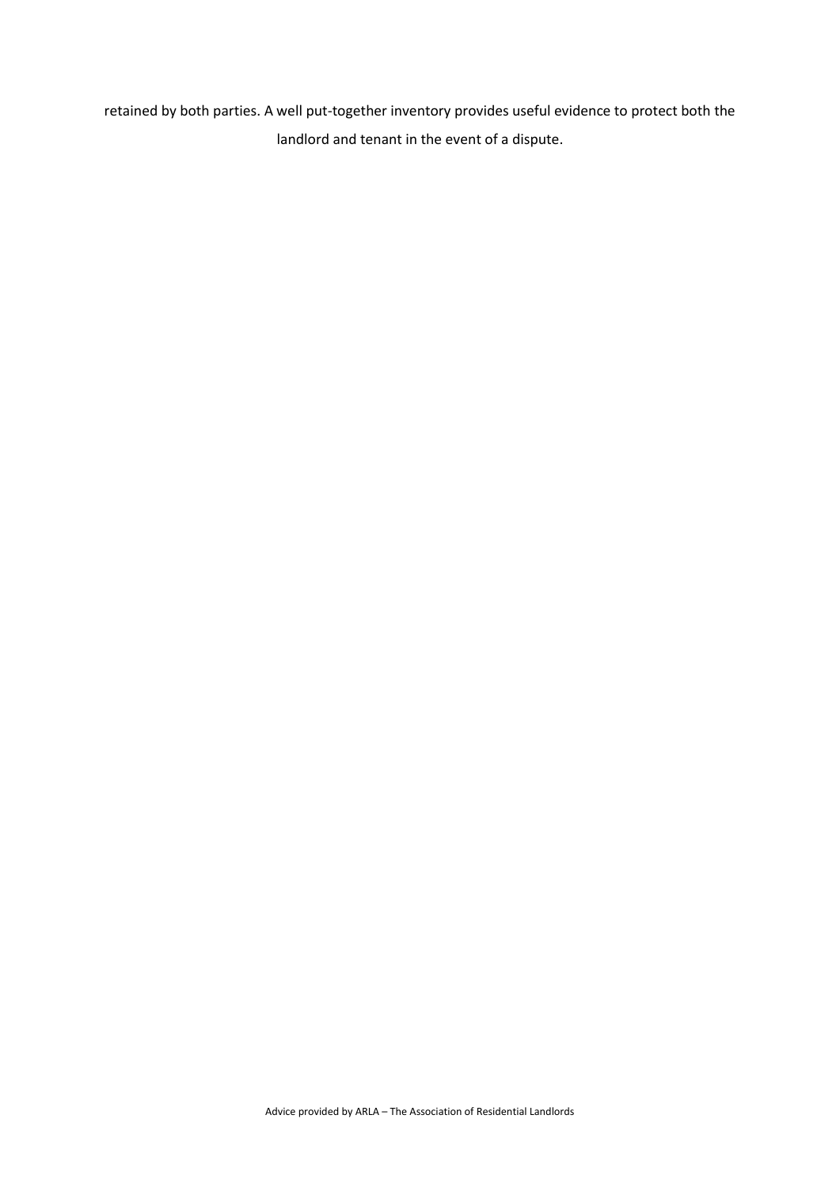retained by both parties. A well put-together inventory provides useful evidence to protect both the landlord and tenant in the event of a dispute.